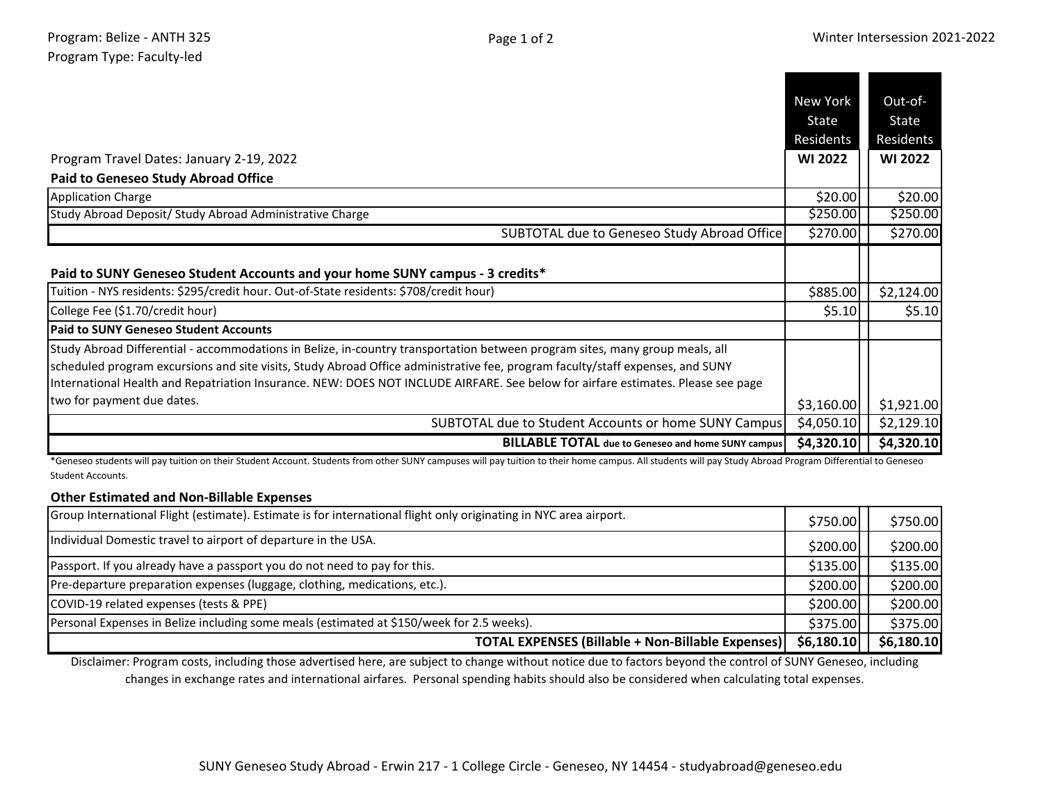Program: Belize - ANTH 325
Program Type: Faculty-led

Winter Intersession 2021-2022

| Program Travel Dates: January 2-19, 2022 | New York State Residents WI 2022 | Out-of-State Residents WI 2022 |
|---|---|---|
| **Paid to Geneseo Study Abroad Office** | | |
| Application Charge | $20.00 | $20.00 |
| Study Abroad Deposit/ Study Abroad Administrative Charge | $250.00 | $250.00 |
| SUBTOTAL due to Geneseo Study Abroad Office | $270.00 | $270.00 |
| **Paid to SUNY Geneseo Student Accounts and your home SUNY campus - 3 credits*** | | |
| Tuition - NYS residents: $295/credit hour. Out-of-State residents: $708/credit hour) | $885.00 | $2,124.00 |
| College Fee ($1.70/credit hour) | $5.10 | $5.10 |
| **Paid to SUNY Geneseo Student Accounts** | | |
| Study Abroad Differential - accommodations in Belize, in-country transportation between program sites, many group meals, all scheduled program excursions and site visits, Study Abroad Office administrative fee, program faculty/staff expenses, and SUNY International Health and Repatriation Insurance. NEW: DOES NOT INCLUDE AIRFARE. See below for airfare estimates. Please see page two for payment due dates. | $3,160.00 | $1,921.00 |
| SUBTOTAL due to Student Accounts or home SUNY Campus | $4,050.10 | $2,129.10 |
| **BILLABLE TOTAL due to Geneseo and home SUNY campus** | **$4,320.10** | **$4,320.10** |

*Geneseo students will pay tuition on their Student Account. Students from other SUNY campuses will pay tuition to their home campus. All students will pay Study Abroad Program Differential to Geneseo Student Accounts.

**Other Estimated and Non-Billable Expenses**

| | New York State Residents WI 2022 | Out-of-State Residents WI 2022 |
|---|---|---|
| Group International Flight (estimate). Estimate is for international flight only originating in NYC area airport. | $750.00 | $750.00 |
| Individual Domestic travel to airport of departure in the USA. | $200.00 | $200.00 |
| Passport. If you already have a passport you do not need to pay for this. | $135.00 | $135.00 |
| Pre-departure preparation expenses (luggage, clothing, medications, etc.). | $200.00 | $200.00 |
| COVID-19 related expenses (tests & PPE) | $200.00 | $200.00 |
| Personal Expenses in Belize including some meals (estimated at $150/week for 2.5 weeks). | $375.00 | $375.00 |
| **TOTAL EXPENSES (Billable + Non-Billable Expenses)** | **$6,180.10** | **$6,180.10** |

Disclaimer: Program costs, including those advertised here, are subject to change without notice due to factors beyond the control of SUNY Geneseo, including changes in exchange rates and international airfares. Personal spending habits should also be considered when calculating total expenses.

SUNY Geneseo Study Abroad - Erwin 217 - 1 College Circle - Geneseo, NY 14454 - studyabroad@geneseo.edu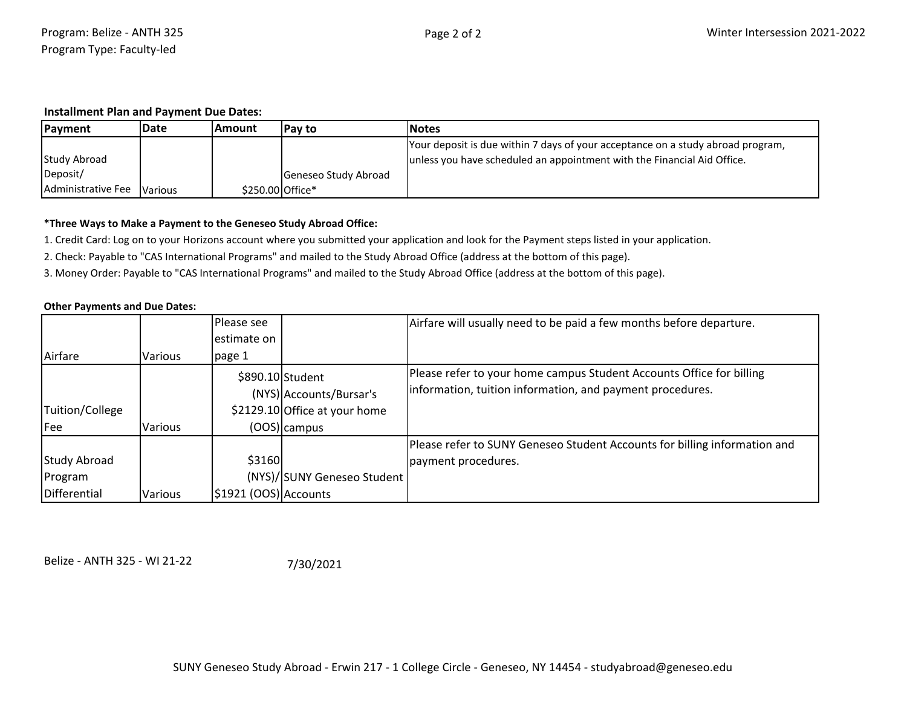**Installment Plan and Payment Due Dates:**

| Payment | Date | Amount | Pay to | Notes |
|---|---|---|---|---|
| Study Abroad Deposit/ Administrative Fee | Various | $250.00 | Geneseo Study Abroad Office* | Your deposit is due within 7 days of your acceptance on a study abroad program, unless you have scheduled an appointment with the Financial Aid Office. |

**\*Three Ways to Make a Payment to the Geneseo Study Abroad Office:**

1. Credit Card: Log on to your Horizons account where you submitted your application and look for the Payment steps listed in your application.
2. Check: Payable to "CAS International Programs" and mailed to the Study Abroad Office (address at the bottom of this page).
3. Money Order: Payable to "CAS International Programs" and mailed to the Study Abroad Office (address at the bottom of this page).

**Other Payments and Due Dates:**

| | | | | |
|---|---|---|---|---|
| Airfare | Various | Please see estimate on page 1 | | Airfare will usually need to be paid a few months before departure. |
| Tuition/College Fee | Various | $890.10 (NYS) $2129.10 (OOS) | Student Accounts/Bursar's Office at your home campus | Please refer to your home campus Student Accounts Office for billing information, tuition information, and payment procedures. |
| Study Abroad Program Differential | Various | $3160 (NYS)/ $1921 (OOS) | SUNY Geneseo Student Accounts | Please refer to SUNY Geneseo Student Accounts for billing information and payment procedures. |

Belize - ANTH 325 - WI 21-22 7/30/2021

SUNY Geneseo Study Abroad - Erwin 217 - 1 College Circle - Geneseo, NY 14454 - studyabroad@geneseo.edu